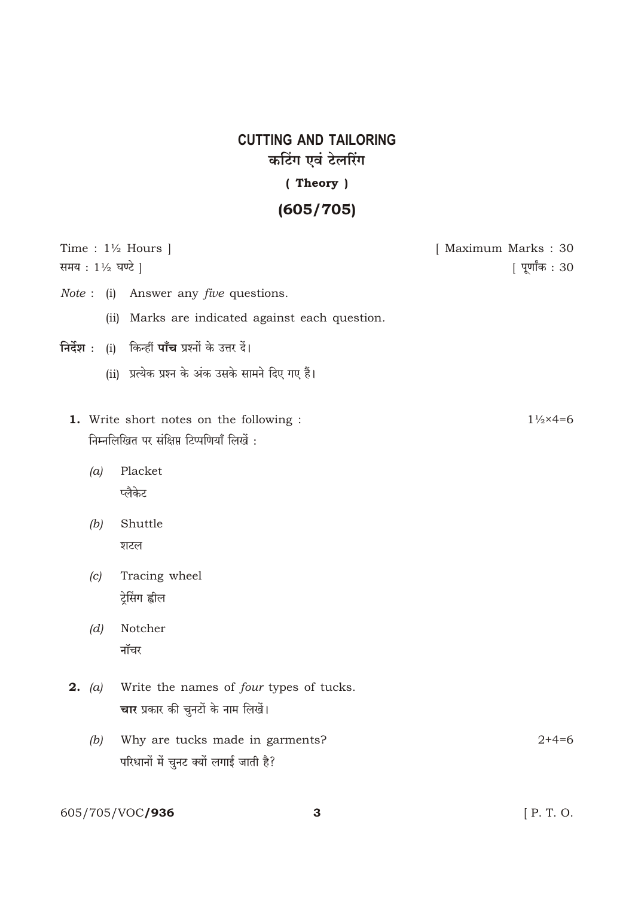# CUTTING AND TAILORING

## कटिंग एवं टेलरिंग

### ( Theory )

### (605/705)

Time : 1½ Hours ] [ Maximum Marks : 30

समय : 1½ घण्टे ] [ पूर्णांक : 30

*Note* : (i) Answer any *five* questions.

(ii) Marks are indicated against each question.

**निर्देश** : (i) किन्हीं **पाँच** प्रश्नों के उत्तर दें।

(ii) प्रत्येक प्रश्न के अंक उसके सामने दिए गए हैं।

**1.** Write short notes on the following : 1½×4=6

निम्नलिखित पर संक्षिप्त टिप्पणियाँ लिखें :

*(a)* Placket

प्लैकेट

*(b)* Shuttle

शटल

*(c)* Tracing wheel

ट्रेसिंग व्हील

*(d)* Notcher

नॉचर

**2.** *(a)* Write the names of *four* types of tucks.

**चार** प्रकार की चुनटों के नाम लिखें।

*(b)* Why are tucks made in garments? 2+4=6

परिधानों में चुनट क्यों लगाई जाती है?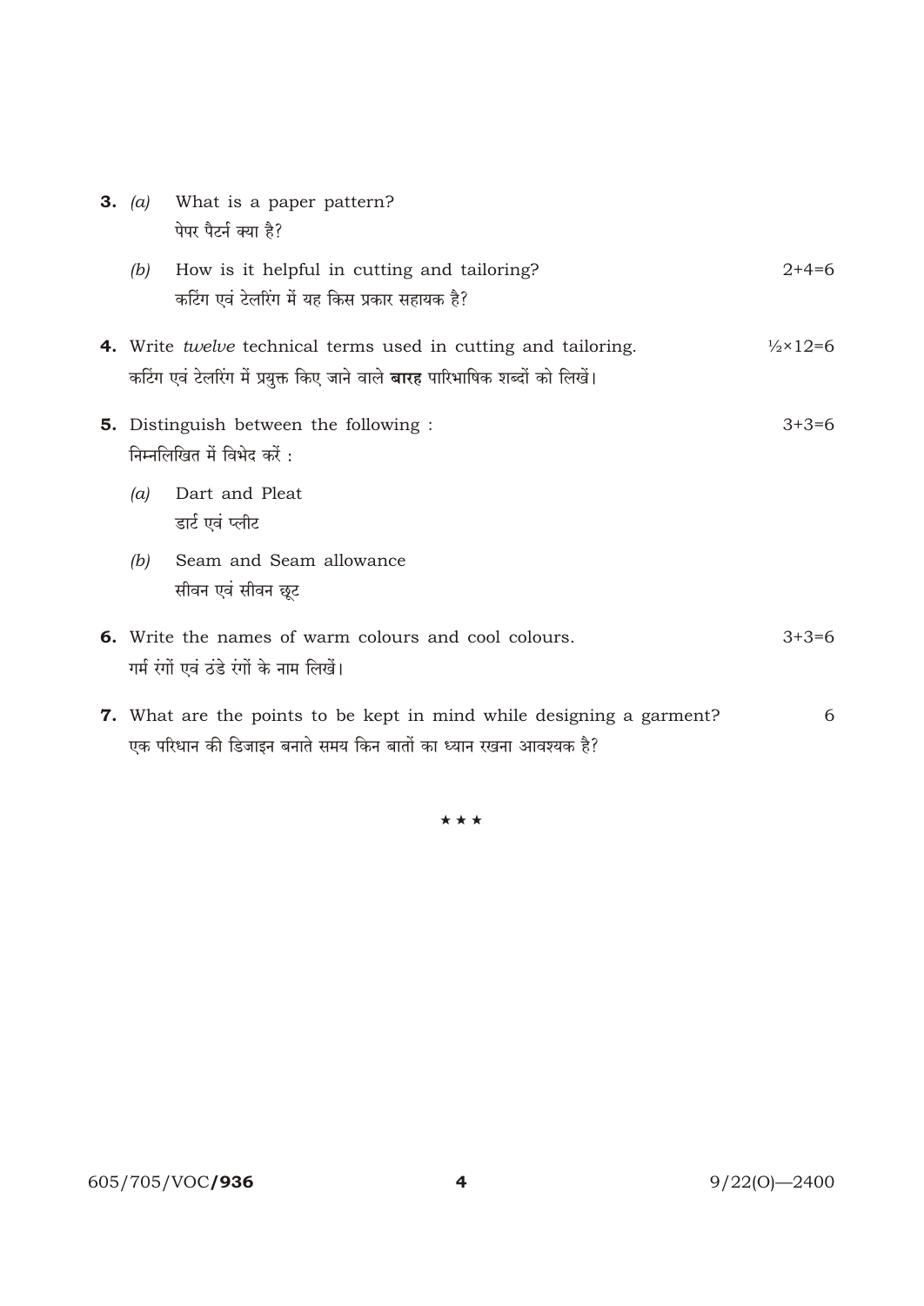**3.** *(a)* What is a paper pattern?
पेपर पैटर्न क्या है?

*(b)* How is it helpful in cutting and tailoring? 2+4=6
कटिंग एवं टेलरिंग में यह किस प्रकार सहायक है?

**4.** Write *twelve* technical terms used in cutting and tailoring. ½×12=6
कटिंग एवं टेलरिंग में प्रयुक्त किए जाने वाले **बारह** पारिभाषिक शब्दों को लिखें।

**5.** Distinguish between the following : 3+3=6
निम्नलिखित में विभेद करें :

*(a)* Dart and Pleat
डार्ट एवं प्लीट

*(b)* Seam and Seam allowance
सीवन एवं सीवन छूट

**6.** Write the names of warm colours and cool colours. 3+3=6
गर्म रंगों एवं ठंडे रंगों के नाम लिखें।

**7.** What are the points to be kept in mind while designing a garment? 6
एक परिधान की डिजाइन बनाते समय किन बातों का ध्यान रखना आवश्यक है?

★ ★ ★